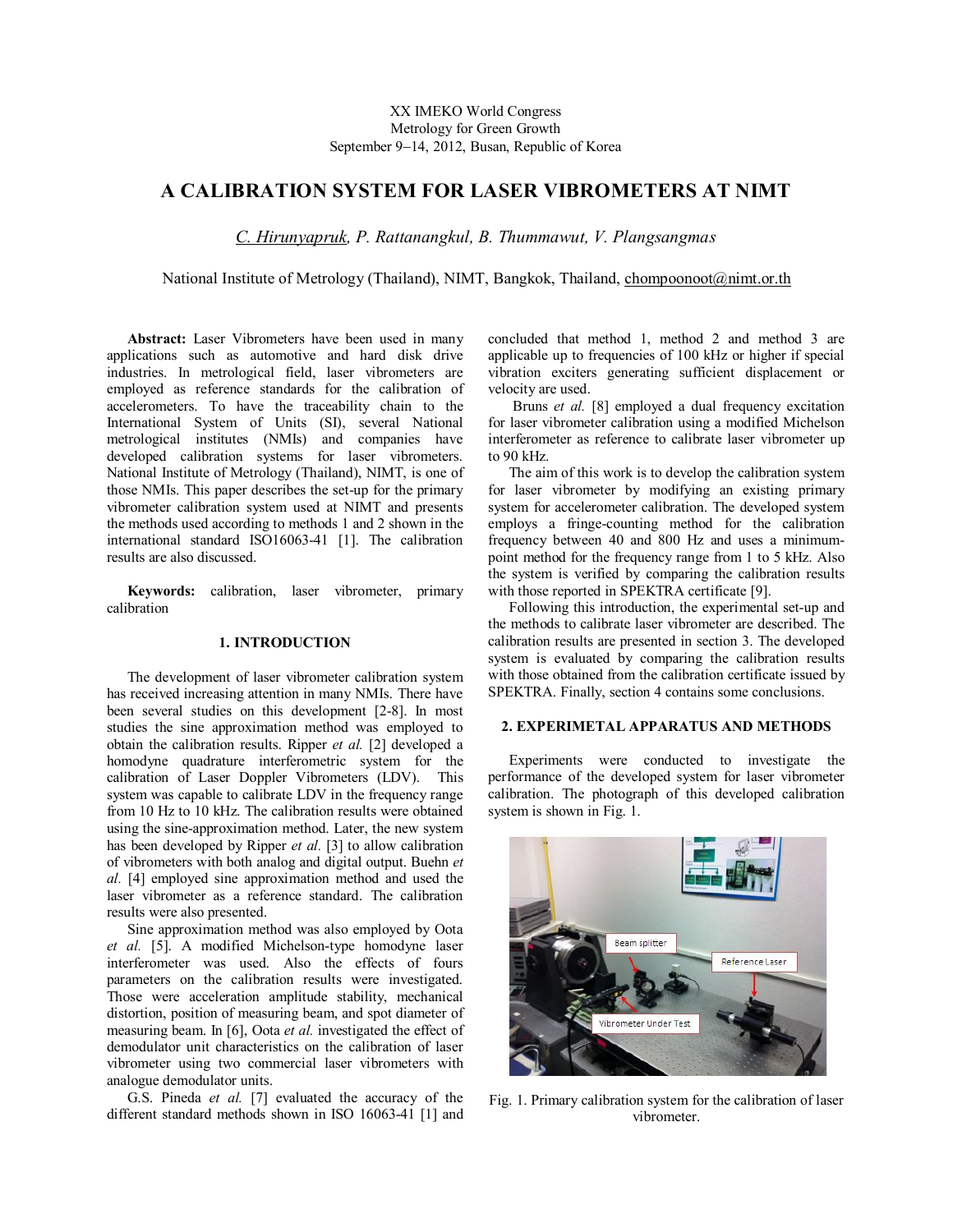XX IMEKO World Congress
Metrology for Green Growth
September 9−14, 2012, Busan, Republic of Korea

# A CALIBRATION SYSTEM FOR LASER VIBROMETERS AT NIMT

*C. Hirunyapruk, P. Rattanangkul, B. Thummawut, V. Plangsangmas*

National Institute of Metrology (Thailand), NIMT, Bangkok, Thailand, chompoonoot@nimt.or.th

**Abstract:** Laser Vibrometers have been used in many applications such as automotive and hard disk drive industries. In metrological field, laser vibrometers are employed as reference standards for the calibration of accelerometers. To have the traceability chain to the International System of Units (SI), several National metrological institutes (NMIs) and companies have developed calibration systems for laser vibrometers. National Institute of Metrology (Thailand), NIMT, is one of those NMIs. This paper describes the set-up for the primary vibrometer calibration system used at NIMT and presents the methods used according to methods 1 and 2 shown in the international standard ISO16063-41 [1]. The calibration results are also discussed.

**Keywords:** calibration, laser vibrometer, primary calibration

## 1. INTRODUCTION

The development of laser vibrometer calibration system has received increasing attention in many NMIs. There have been several studies on this development [2-8]. In most studies the sine approximation method was employed to obtain the calibration results. Ripper *et al.* [2] developed a homodyne quadrature interferometric system for the calibration of Laser Doppler Vibrometers (LDV). This system was capable to calibrate LDV in the frequency range from 10 Hz to 10 kHz. The calibration results were obtained using the sine-approximation method. Later, the new system has been developed by Ripper *et al*. [3] to allow calibration of vibrometers with both analog and digital output. Buehn *et al.* [4] employed sine approximation method and used the laser vibrometer as a reference standard. The calibration results were also presented.

Sine approximation method was also employed by Oota *et al.* [5]. A modified Michelson-type homodyne laser interferometer was used. Also the effects of fours parameters on the calibration results were investigated. Those were acceleration amplitude stability, mechanical distortion, position of measuring beam, and spot diameter of measuring beam. In [6], Oota *et al.* investigated the effect of demodulator unit characteristics on the calibration of laser vibrometer using two commercial laser vibrometers with analogue demodulator units.

G.S. Pineda *et al.* [7] evaluated the accuracy of the different standard methods shown in ISO 16063-41 [1] and concluded that method 1, method 2 and method 3 are applicable up to frequencies of 100 kHz or higher if special vibration exciters generating sufficient displacement or velocity are used.

Bruns *et al.* [8] employed a dual frequency excitation for laser vibrometer calibration using a modified Michelson interferometer as reference to calibrate laser vibrometer up to 90 kHz.

The aim of this work is to develop the calibration system for laser vibrometer by modifying an existing primary system for accelerometer calibration. The developed system employs a fringe-counting method for the calibration frequency between 40 and 800 Hz and uses a minimum-point method for the frequency range from 1 to 5 kHz. Also the system is verified by comparing the calibration results with those reported in SPEKTRA certificate [9].

Following this introduction, the experimental set-up and the methods to calibrate laser vibrometer are described. The calibration results are presented in section 3. The developed system is evaluated by comparing the calibration results with those obtained from the calibration certificate issued by SPEKTRA. Finally, section 4 contains some conclusions.

## 2. EXPERIMETAL APPARATUS AND METHODS

Experiments were conducted to investigate the performance of the developed system for laser vibrometer calibration. The photograph of this developed calibration system is shown in Fig. 1.

Fig. 1. Primary calibration system for the calibration of laser vibrometer.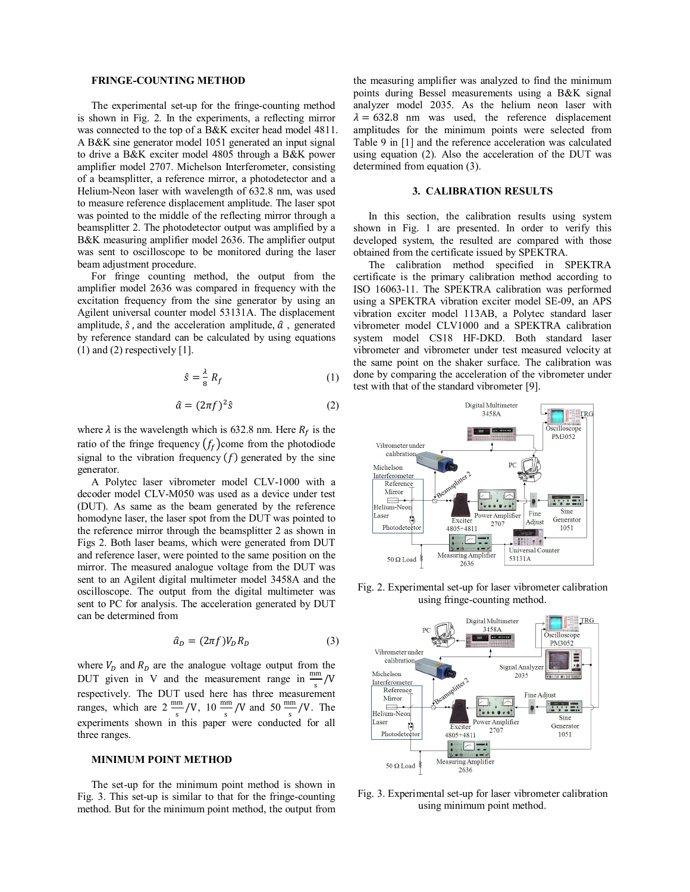### FRINGE-COUNTING METHOD

The experimental set-up for the fringe-counting method is shown in Fig. 2. In the experiments, a reflecting mirror was connected to the top of a B&K exciter head model 4811. A B&K sine generator model 1051 generated an input signal to drive a B&K exciter model 4805 through a B&K power amplifier model 2707. Michelson Interferometer, consisting of a beamsplitter, a reference mirror, a photodetector and a Helium-Neon laser with wavelength of 632.8 nm, was used to measure reference displacement amplitude. The laser spot was pointed to the middle of the reflecting mirror through a beamsplitter 2. The photodetector output was amplified by a B&K measuring amplifier model 2636. The amplifier output was sent to oscilloscope to be monitored during the laser beam adjustment procedure.

For fringe counting method, the output from the amplifier model 2636 was compared in frequency with the excitation frequency from the sine generator by using an Agilent universal counter model 53131A. The displacement amplitude, $\hat{s}$ , and the acceleration amplitude, $\hat{a}$ , generated by reference standard can be calculated by using equations (1) and (2) respectively [1].

$$\hat{s} = \frac{\lambda}{8} R_f \tag{1}$$

$$\hat{a} = (2\pi f)^2 \hat{s} \tag{2}$$

where $\lambda$ is the wavelength which is 632.8 nm. Here $R_f$ is the ratio of the fringe frequency $(f_f)$ come from the photodiode signal to the vibration frequency $(f)$ generated by the sine generator.

A Polytec laser vibrometer model CLV-1000 with a decoder model CLV-M050 was used as a device under test (DUT). As same as the beam generated by the reference homodyne laser, the laser spot from the DUT was pointed to the reference mirror through the beamsplitter 2 as shown in Figs 2. Both laser beams, which were generated from DUT and reference laser, were pointed to the same position on the mirror. The measured analogue voltage from the DUT was sent to an Agilent digital multimeter model 3458A and the oscilloscope. The output from the digital multimeter was sent to PC for analysis. The acceleration generated by DUT can be determined from

$$\hat{a}_D = (2\pi f) V_D R_D \tag{3}$$

where $V_D$ and $R_D$ are the analogue voltage output from the DUT given in V and the measurement range in $\frac{\text{mm}}{\text{s}}$/V respectively. The DUT used here has three measurement ranges, which are 2 $\frac{\text{mm}}{\text{s}}$/V, 10 $\frac{\text{mm}}{\text{s}}$/V and 50 $\frac{\text{mm}}{\text{s}}$/V. The experiments shown in this paper were conducted for all three ranges.

### MINIMUM POINT METHOD

The set-up for the minimum point method is shown in Fig. 3. This set-up is similar to that for the fringe-counting method. But for the minimum point method, the output from the measuring amplifier was analyzed to find the minimum points during Bessel measurements using a B&K signal analyzer model 2035. As the helium neon laser with $\lambda = 632.8$ nm was used, the reference displacement amplitudes for the minimum points were selected from Table 9 in [1] and the reference acceleration was calculated using equation (2). Also the acceleration of the DUT was determined from equation (3).

## 3. CALIBRATION RESULTS

In this section, the calibration results using system shown in Fig. 1 are presented. In order to verify this developed system, the resulted are compared with those obtained from the certificate issued by SPEKTRA.

The calibration method specified in SPEKTRA certificate is the primary calibration method according to ISO 16063-11. The SPEKTRA calibration was performed using a SPEKTRA vibration exciter model SE-09, an APS vibration exciter model 113AB, a Polytec standard laser vibrometer model CLV1000 and a SPEKTRA calibration system model CS18 HF-DKD. Both standard laser vibrometer and vibrometer under test measured velocity at the same point on the shaker surface. The calibration was done by comparing the acceleration of the vibrometer under test with that of the standard vibrometer [9].

Fig. 2. Experimental set-up for laser vibrometer calibration using fringe-counting method.

Fig. 3. Experimental set-up for laser vibrometer calibration using minimum point method.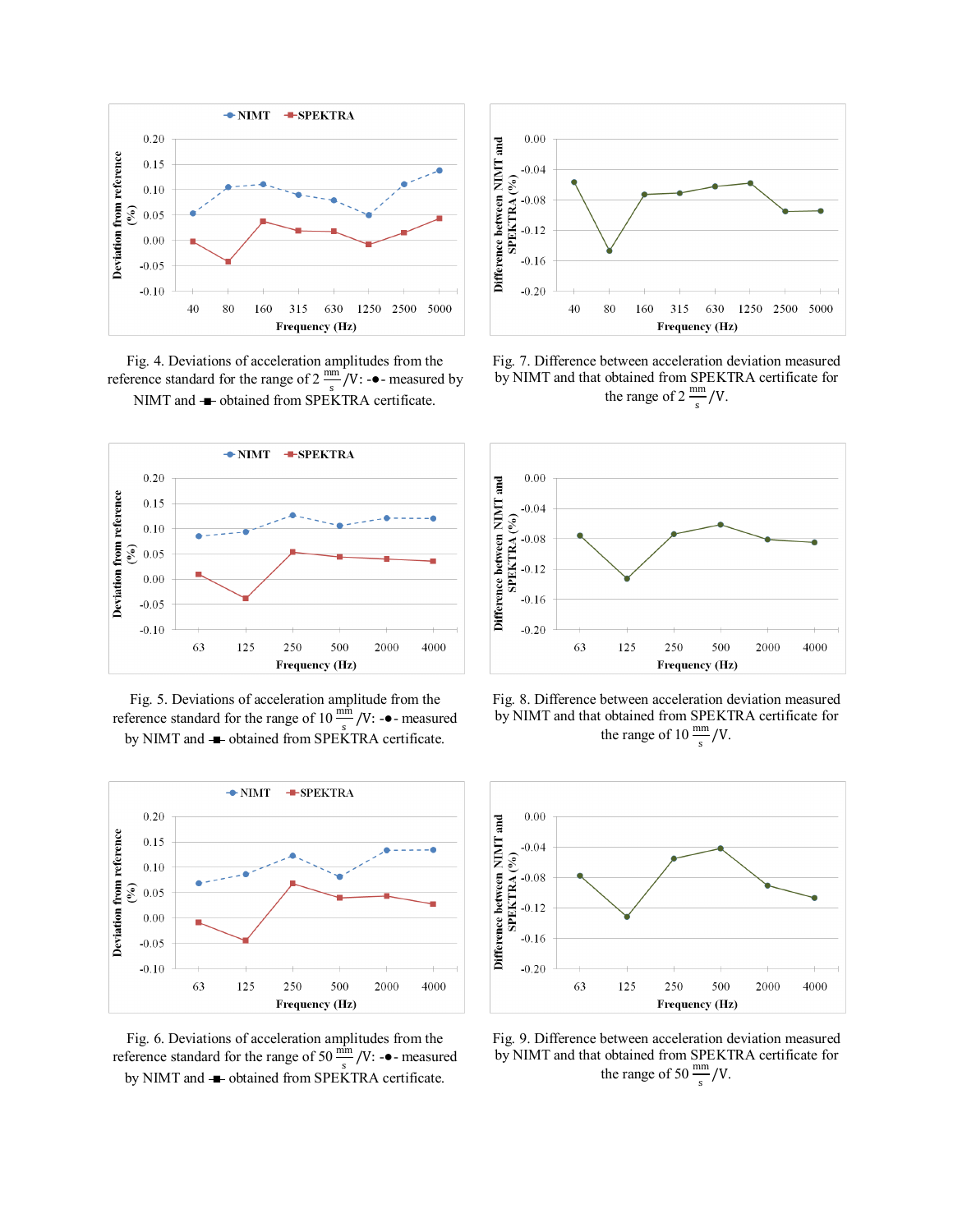Fig. 4. Deviations of acceleration amplitudes from the reference standard for the range of 2 $\frac{\text{mm}}{\text{s}}$/V: -●- measured by NIMT and -■- obtained from SPEKTRA certificate.

Fig. 7. Difference between acceleration deviation measured by NIMT and that obtained from SPEKTRA certificate for the range of 2 $\frac{\text{mm}}{\text{s}}$/V.

Fig. 5. Deviations of acceleration amplitude from the reference standard for the range of 10 $\frac{\text{mm}}{\text{s}}$/V: -●- measured by NIMT and -■- obtained from SPEKTRA certificate.

Fig. 8. Difference between acceleration deviation measured by NIMT and that obtained from SPEKTRA certificate for the range of 10 $\frac{\text{mm}}{\text{s}}$/V.

Fig. 6. Deviations of acceleration amplitudes from the reference standard for the range of 50 $\frac{\text{mm}}{\text{s}}$/V: -●- measured by NIMT and -■- obtained from SPEKTRA certificate.

Fig. 9. Difference between acceleration deviation measured by NIMT and that obtained from SPEKTRA certificate for the range of 50 $\frac{\text{mm}}{\text{s}}$/V.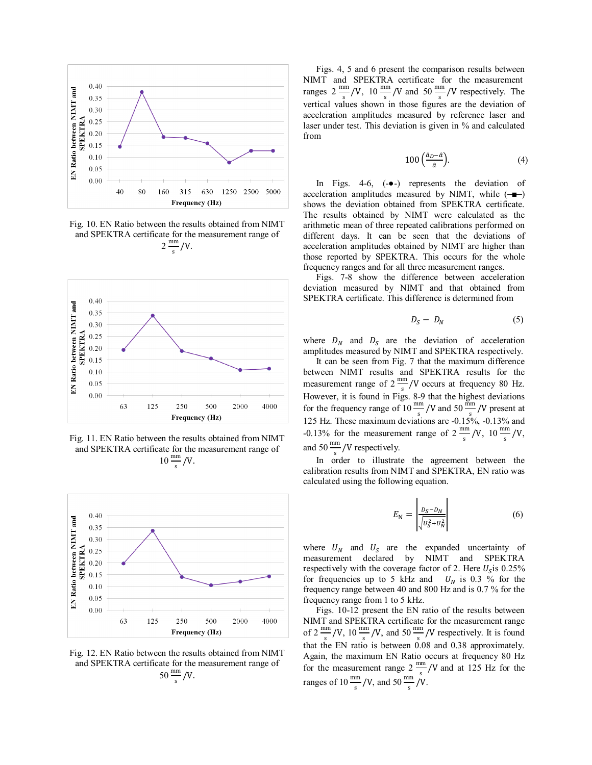Fig. 10. EN Ratio between the results obtained from NIMT and SPEKTRA certificate for the measurement range of $2\,\frac{\text{mm}}{\text{s}}/\text{V}$.

Fig. 11. EN Ratio between the results obtained from NIMT and SPEKTRA certificate for the measurement range of $10\,\frac{\text{mm}}{\text{s}}/\text{V}$.

Fig. 12. EN Ratio between the results obtained from NIMT and SPEKTRA certificate for the measurement range of $50\,\frac{\text{mm}}{\text{s}}/\text{V}$.

Figs. 4, 5 and 6 present the comparison results between NIMT and SPEKTRA certificate for the measurement ranges $2\,\frac{\text{mm}}{\text{s}}/\text{V}$, $10\,\frac{\text{mm}}{\text{s}}/\text{V}$ and $50\,\frac{\text{mm}}{\text{s}}/\text{V}$ respectively. The vertical values shown in those figures are the deviation of acceleration amplitudes measured by reference laser and laser under test. This deviation is given in % and calculated from

$$100\left(\frac{\hat{a}_D - \hat{a}}{\hat{a}}\right). \tag{4}$$

In Figs. 4-6, (-●-) represents the deviation of acceleration amplitudes measured by NIMT, while (-■-) shows the deviation obtained from SPEKTRA certificate. The results obtained by NIMT were calculated as the arithmetic mean of three repeated calibrations performed on different days. It can be seen that the deviations of acceleration amplitudes obtained by NIMT are higher than those reported by SPEKTRA. This occurs for the whole frequency ranges and for all three measurement ranges.

Figs. 7-8 show the difference between acceleration deviation measured by NIMT and that obtained from SPEKTRA certificate. This difference is determined from

$$D_S - D_N \tag{5}$$

where $D_N$ and $D_S$ are the deviation of acceleration amplitudes measured by NIMT and SPEKTRA respectively.

It can be seen from Fig. 7 that the maximum difference between NIMT results and SPEKTRA results for the measurement range of $2\,\frac{\text{mm}}{\text{s}}/\text{V}$ occurs at frequency 80 Hz. However, it is found in Figs. 8-9 that the highest deviations for the frequency range of $10\,\frac{\text{mm}}{\text{s}}/\text{V}$ and $50\,\frac{\text{mm}}{\text{s}}/\text{V}$ present at 125 Hz. These maximum deviations are -0.15%, -0.13% and -0.13% for the measurement range of $2\,\frac{\text{mm}}{\text{s}}/\text{V}$, $10\,\frac{\text{mm}}{\text{s}}/\text{V}$, and $50\,\frac{\text{mm}}{\text{s}}/\text{V}$ respectively.

In order to illustrate the agreement between the calibration results from NIMT and SPEKTRA, EN ratio was calculated using the following equation.

$$E_N = \left|\frac{D_S - D_N}{\sqrt{U_S^2 + U_N^2}}\right| \tag{6}$$

where $U_N$ and $U_S$ are the expanded uncertainty of measurement declared by NIMT and SPEKTRA respectively with the coverage factor of 2. Here $U_S$ is 0.25% for frequencies up to 5 kHz and $U_N$ is 0.3 % for the frequency range between 40 and 800 Hz and is 0.7 % for the frequency range from 1 to 5 kHz.

Figs. 10-12 present the EN ratio of the results between NIMT and SPEKTRA certificate for the measurement range of $2\,\frac{\text{mm}}{\text{s}}/\text{V}$, $10\,\frac{\text{mm}}{\text{s}}/\text{V}$, and $50\,\frac{\text{mm}}{\text{s}}/\text{V}$ respectively. It is found that the EN ratio is between 0.08 and 0.38 approximately. Again, the maximum EN Ratio occurs at frequency 80 Hz for the measurement range $2\,\frac{\text{mm}}{\text{s}}/\text{V}$ and at 125 Hz for the ranges of $10\,\frac{\text{mm}}{\text{s}}/\text{V}$, and $50\,\frac{\text{mm}}{\text{s}}/\text{V}$.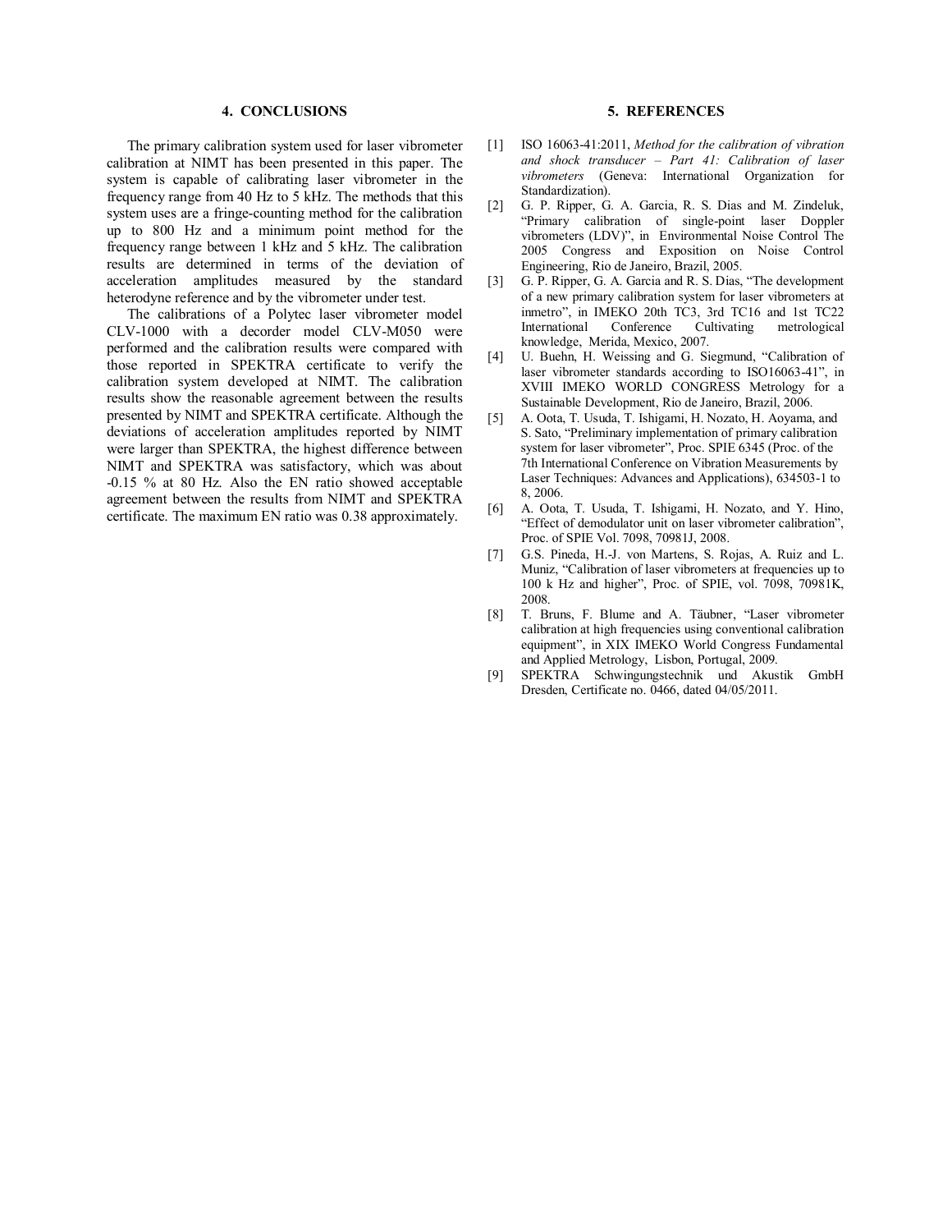## 4. CONCLUSIONS

The primary calibration system used for laser vibrometer calibration at NIMT has been presented in this paper. The system is capable of calibrating laser vibrometer in the frequency range from 40 Hz to 5 kHz. The methods that this system uses are a fringe-counting method for the calibration up to 800 Hz and a minimum point method for the frequency range between 1 kHz and 5 kHz. The calibration results are determined in terms of the deviation of acceleration amplitudes measured by the standard heterodyne reference and by the vibrometer under test.

The calibrations of a Polytec laser vibrometer model CLV-1000 with a decorder model CLV-M050 were performed and the calibration results were compared with those reported in SPEKTRA certificate to verify the calibration system developed at NIMT. The calibration results show the reasonable agreement between the results presented by NIMT and SPEKTRA certificate. Although the deviations of acceleration amplitudes reported by NIMT were larger than SPEKTRA, the highest difference between NIMT and SPEKTRA was satisfactory, which was about -0.15 % at 80 Hz. Also the EN ratio showed acceptable agreement between the results from NIMT and SPEKTRA certificate. The maximum EN ratio was 0.38 approximately.

## 5. REFERENCES

[1] ISO 16063-41:2011, *Method for the calibration of vibration and shock transducer – Part 41: Calibration of laser vibrometers* (Geneva: International Organization for Standardization).

[2] G. P. Ripper, G. A. Garcia, R. S. Dias and M. Zindeluk, "Primary calibration of single-point laser Doppler vibrometers (LDV)", in Environmental Noise Control The 2005 Congress and Exposition on Noise Control Engineering, Rio de Janeiro, Brazil, 2005.

[3] G. P. Ripper, G. A. Garcia and R. S. Dias, "The development of a new primary calibration system for laser vibrometers at inmetro", in IMEKO 20th TC3, 3rd TC16 and 1st TC22 International Conference Cultivating metrological knowledge, Merida, Mexico, 2007.

[4] U. Buehn, H. Weissing and G. Siegmund, "Calibration of laser vibrometer standards according to ISO16063-41", in XVIII IMEKO WORLD CONGRESS Metrology for a Sustainable Development, Rio de Janeiro, Brazil, 2006.

[5] A. Oota, T. Usuda, T. Ishigami, H. Nozato, H. Aoyama, and S. Sato, "Preliminary implementation of primary calibration system for laser vibrometer", Proc. SPIE 6345 (Proc. of the 7th International Conference on Vibration Measurements by Laser Techniques: Advances and Applications), 634503-1 to 8, 2006.

[6] A. Oota, T. Usuda, T. Ishigami, H. Nozato, and Y. Hino, "Effect of demodulator unit on laser vibrometer calibration", Proc. of SPIE Vol. 7098, 70981J, 2008.

[7] G.S. Pineda, H.-J. von Martens, S. Rojas, A. Ruiz and L. Muniz, "Calibration of laser vibrometers at frequencies up to 100 k Hz and higher", Proc. of SPIE, vol. 7098, 70981K, 2008.

[8] T. Bruns, F. Blume and A. Täubner, "Laser vibrometer calibration at high frequencies using conventional calibration equipment", in XIX IMEKO World Congress Fundamental and Applied Metrology, Lisbon, Portugal, 2009.

[9] SPEKTRA Schwingungstechnik und Akustik GmbH Dresden, Certificate no. 0466, dated 04/05/2011.